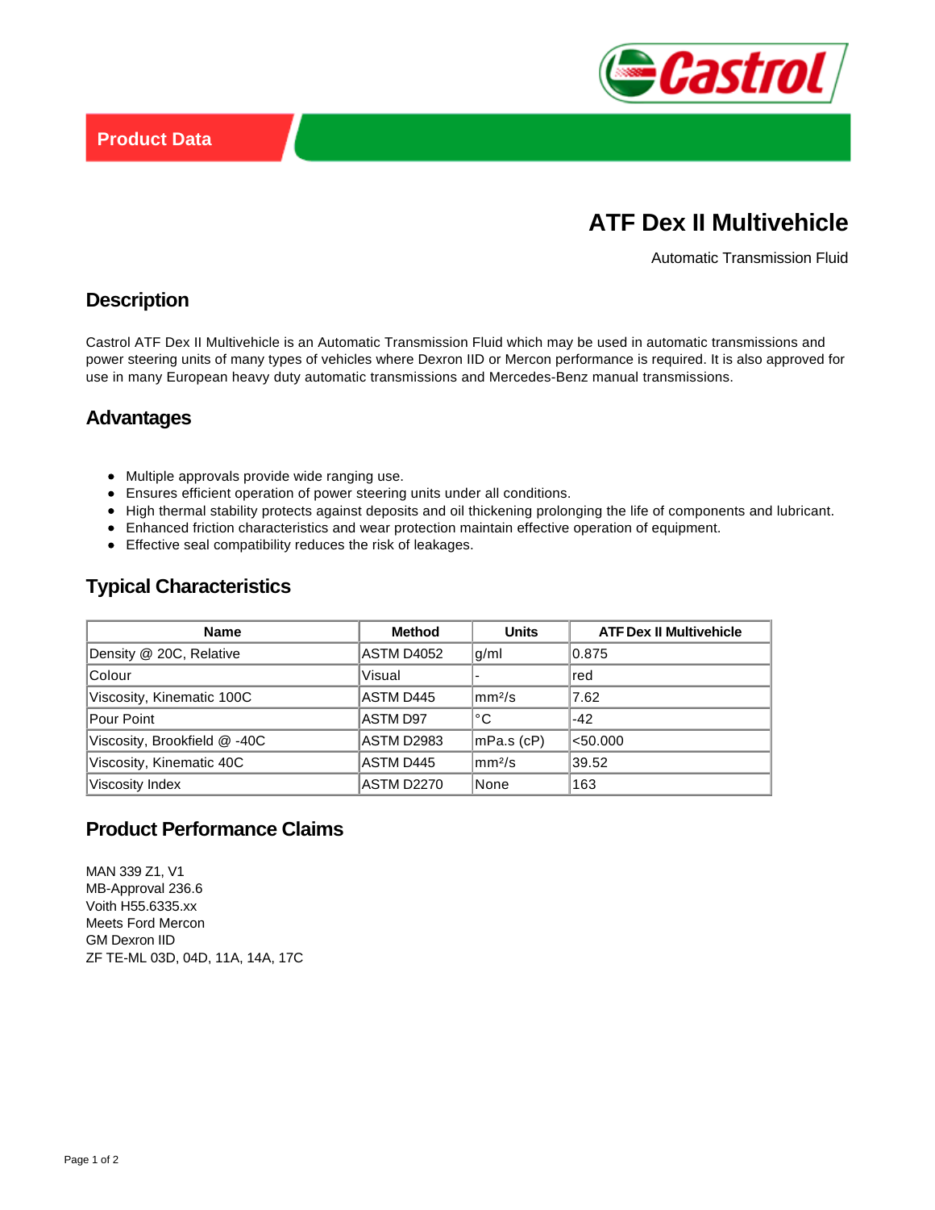Product Data

# ATF Dex II Multivehicle

Automatic Transmission Fluid

## Description

Castrol ATF Dex II Multivehicle is an Automatic Transmission Fluid which may be used in automatic transmissions and power steering units of many types of vehicles where Dexron IID or Mercon performance is required. It is also approved for use in many European heavy duty automatic transmissions and Mercedes-Benz manual transmissions.

## Advantages

- Multiple approvals provide wide ranging use.
- Ensures efficient operation of power steering units under all conditions.
- High thermal stability protects against deposits and oil thickening prolonging the life of components and lubricant.
- Enhanced friction characteristics and wear protection maintain effective operation of equipment.
- Effective seal compatibility reduces the risk of leakages.

## Typical Characteristics

| Name | Method | Units | ATF Dex II Multivehicle |
|---|---|---|---|
| Density @ 20C, Relative | ASTM D4052 | g/ml | 0.875 |
| Colour | Visual | - | red |
| Viscosity, Kinematic 100C | ASTM D445 | $mm^2/s$ | 7.62 |
| Pour Point | ASTM D97 | °C | -42 |
| Viscosity, Brookfield @ -40C | ASTM D2983 | mPa.s (cP) | <50.000 |
| Viscosity, Kinematic 40C | ASTM D445 | $mm^2/s$ | 39.52 |
| Viscosity Index | ASTM D2270 | None | 163 |

## Product Performance Claims

MAN 339 Z1, V1
MB-Approval 236.6
Voith H55.6335.xx
Meets Ford Mercon
GM Dexron IID
ZF TE-ML 03D, 04D, 11A, 14A, 17C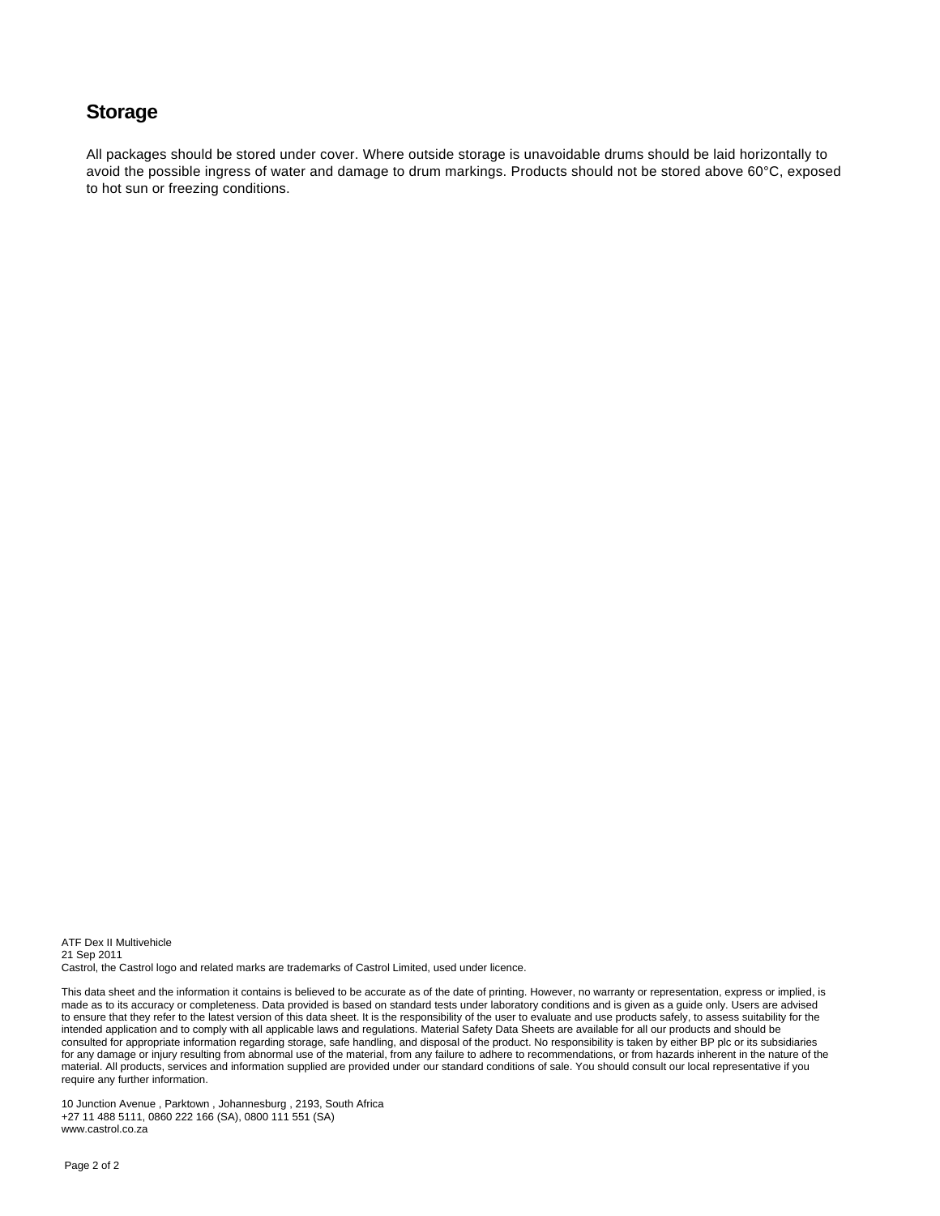## Storage

All packages should be stored under cover. Where outside storage is unavoidable drums should be laid horizontally to avoid the possible ingress of water and damage to drum markings. Products should not be stored above 60°C, exposed to hot sun or freezing conditions.

ATF Dex II Multivehicle
21 Sep 2011
Castrol, the Castrol logo and related marks are trademarks of Castrol Limited, used under licence.

This data sheet and the information it contains is believed to be accurate as of the date of printing. However, no warranty or representation, express or implied, is made as to its accuracy or completeness. Data provided is based on standard tests under laboratory conditions and is given as a guide only. Users are advised to ensure that they refer to the latest version of this data sheet. It is the responsibility of the user to evaluate and use products safely, to assess suitability for the intended application and to comply with all applicable laws and regulations. Material Safety Data Sheets are available for all our products and should be consulted for appropriate information regarding storage, safe handling, and disposal of the product. No responsibility is taken by either BP plc or its subsidiaries for any damage or injury resulting from abnormal use of the material, from any failure to adhere to recommendations, or from hazards inherent in the nature of the material. All products, services and information supplied are provided under our standard conditions of sale. You should consult our local representative if you require any further information.

10 Junction Avenue , Parktown , Johannesburg , 2193, South Africa
+27 11 488 5111, 0860 222 166 (SA), 0800 111 551 (SA)
www.castrol.co.za